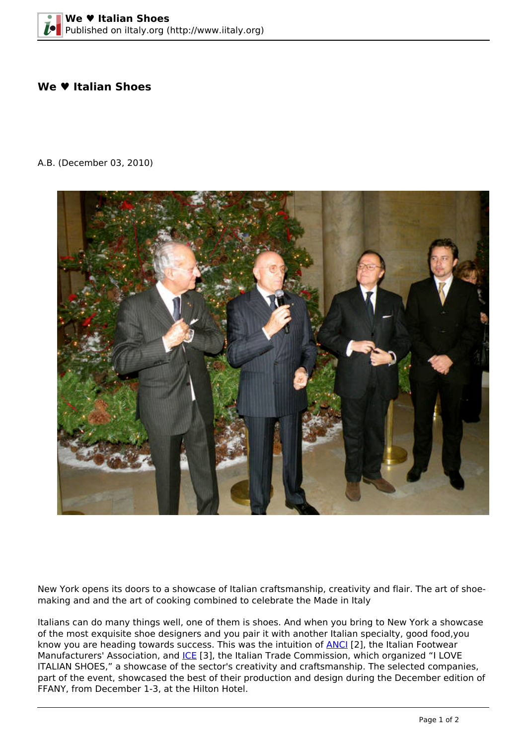# We ♥ Italian Shoes

A.B. (December 03, 2010)

New York opens its doors to a showcase of Italian craftsmanship, creativity and flair. The art of shoe-making and and the art of cooking combined to celebrate the Made in Italy

Italians can do many things well, one of them is shoes. And when you bring to New York a showcase of the most exquisite shoe designers and you pair it with another Italian specialty, good food,you know you are heading towards success. This was the intuition of ANCI [2], the Italian Footwear Manufacturers' Association, and ICE [3], the Italian Trade Commission, which organized "I LOVE ITALIAN SHOES," a showcase of the sector's creativity and craftsmanship. The selected companies, part of the event, showcased the best of their production and design during the December edition of FFANY, from December 1-3, at the Hilton Hotel.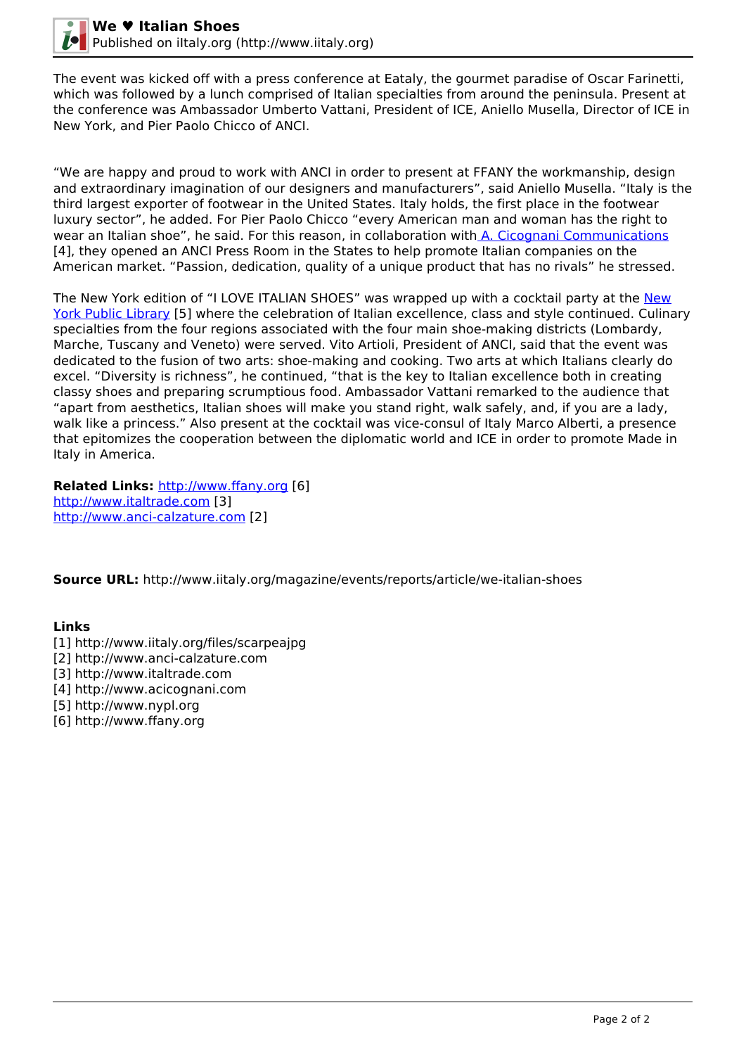The event was kicked off with a press conference at Eataly, the gourmet paradise of Oscar Farinetti, which was followed by a lunch comprised of Italian specialties from around the peninsula. Present at the conference was Ambassador Umberto Vattani, President of ICE, Aniello Musella, Director of ICE in New York, and Pier Paolo Chicco of ANCI.

“We are happy and proud to work with ANCI in order to present at FFANY the workmanship, design and extraordinary imagination of our designers and manufacturers”, said Aniello Musella. “Italy is the third largest exporter of footwear in the United States. Italy holds, the first place in the footwear luxury sector”, he added. For Pier Paolo Chicco “every American man and woman has the right to wear an Italian shoe”, he said. For this reason, in collaboration with A. Cicognani Communications [4], they opened an ANCI Press Room in the States to help promote Italian companies on the American market. “Passion, dedication, quality of a unique product that has no rivals” he stressed.

The New York edition of “I LOVE ITALIAN SHOES” was wrapped up with a cocktail party at the New York Public Library [5] where the celebration of Italian excellence, class and style continued. Culinary specialties from the four regions associated with the four main shoe-making districts (Lombardy, Marche, Tuscany and Veneto) were served. Vito Artioli, President of ANCI, said that the event was dedicated to the fusion of two arts: shoe-making and cooking. Two arts at which Italians clearly do excel. “Diversity is richness”, he continued, “that is the key to Italian excellence both in creating classy shoes and preparing scrumptious food. Ambassador Vattani remarked to the audience that “apart from aesthetics, Italian shoes will make you stand right, walk safely, and, if you are a lady, walk like a princess.” Also present at the cocktail was vice-consul of Italy Marco Alberti, a presence that epitomizes the cooperation between the diplomatic world and ICE in order to promote Made in Italy in America.

**Related Links:** http://www.ffany.org [6]
http://www.italtrade.com [3]
http://www.anci-calzature.com [2]

**Source URL:** http://www.iitaly.org/magazine/events/reports/article/we-italian-shoes

**Links**
[1] http://www.iitaly.org/files/scarpeajpg
[2] http://www.anci-calzature.com
[3] http://www.italtrade.com
[4] http://www.acicognani.com
[5] http://www.nypl.org
[6] http://www.ffany.org